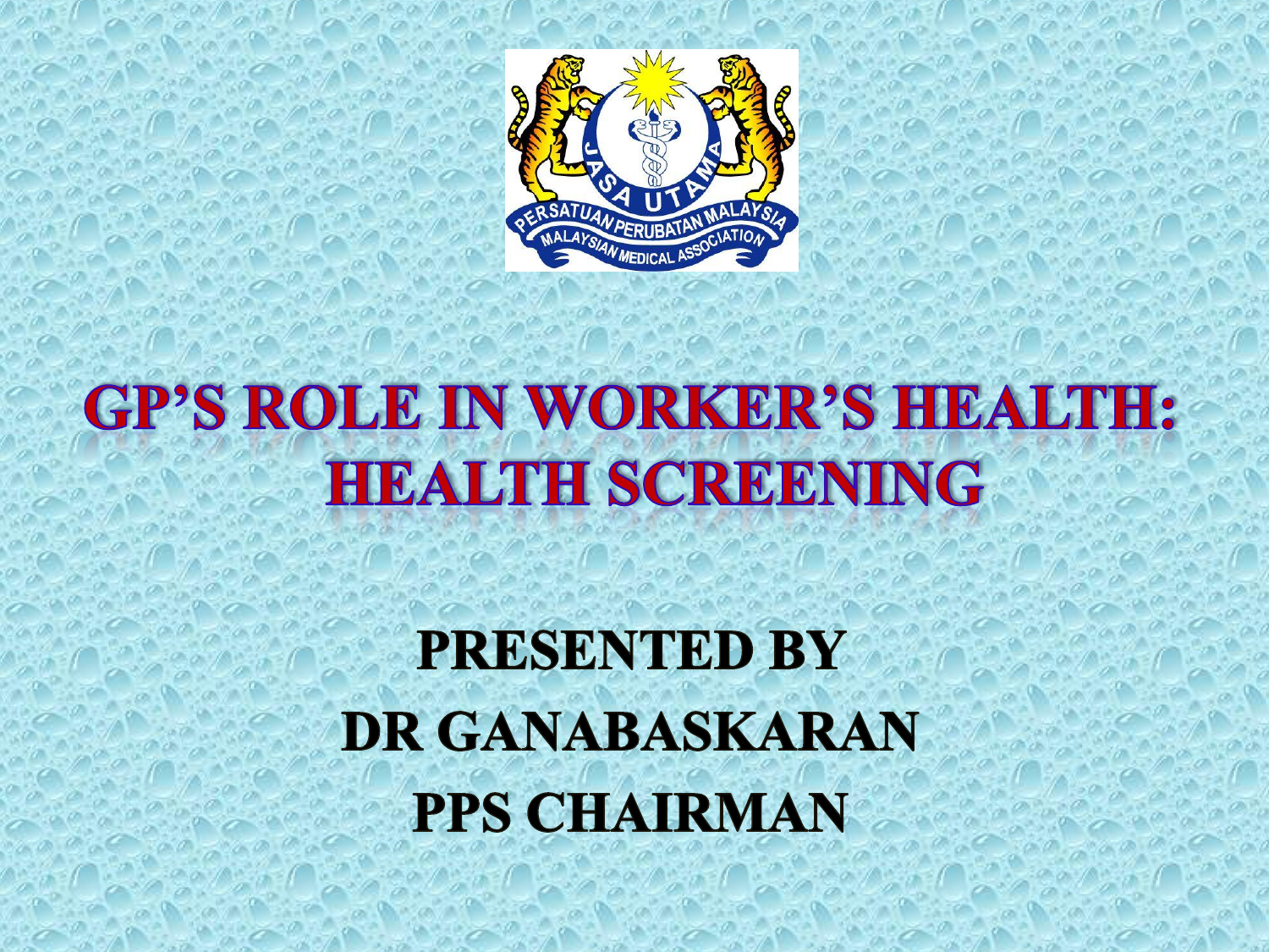# GP'S ROLE IN WORKER'S HEALTH: HEALTH SCREENING

**PRESENTED BY**

**DR GANABASKARAN**

**PPS CHAIRMAN**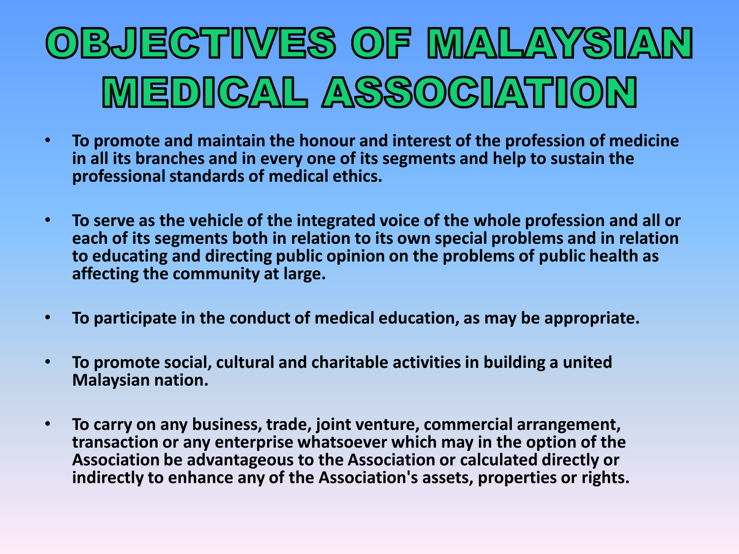# OBJECTIVES OF MALAYSIAN MEDICAL ASSOCIATION

- **To promote and maintain the honour and interest of the profession of medicine in all its branches and in every one of its segments and help to sustain the professional standards of medical ethics.**

- **To serve as the vehicle of the integrated voice of the whole profession and all or each of its segments both in relation to its own special problems and in relation to educating and directing public opinion on the problems of public health as affecting the community at large.**

- **To participate in the conduct of medical education, as may be appropriate.**

- **To promote social, cultural and charitable activities in building a united Malaysian nation.**

- **To carry on any business, trade, joint venture, commercial arrangement, transaction or any enterprise whatsoever which may in the option of the Association be advantageous to the Association or calculated directly or indirectly to enhance any of the Association's assets, properties or rights.**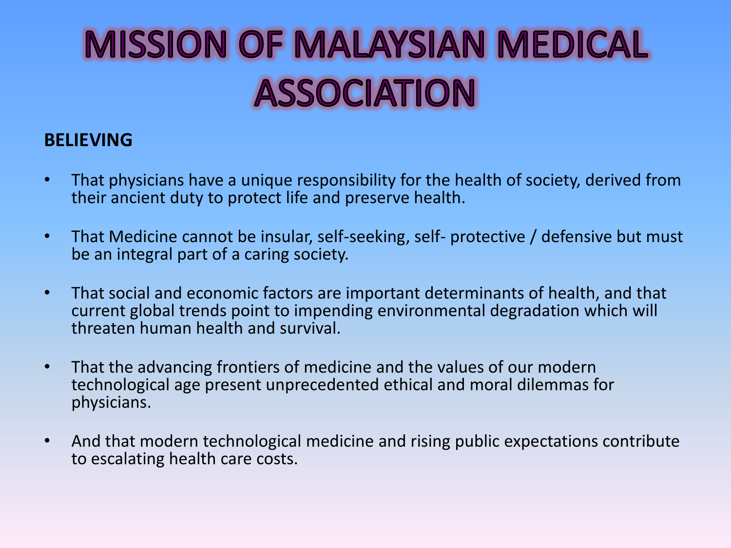# MISSION OF MALAYSIAN MEDICAL ASSOCIATION

**BELIEVING**

- That physicians have a unique responsibility for the health of society, derived from their ancient duty to protect life and preserve health.
- That Medicine cannot be insular, self-seeking, self- protective / defensive but must be an integral part of a caring society.
- That social and economic factors are important determinants of health, and that current global trends point to impending environmental degradation which will threaten human health and survival.
- That the advancing frontiers of medicine and the values of our modern technological age present unprecedented ethical and moral dilemmas for physicians.
- And that modern technological medicine and rising public expectations contribute to escalating health care costs.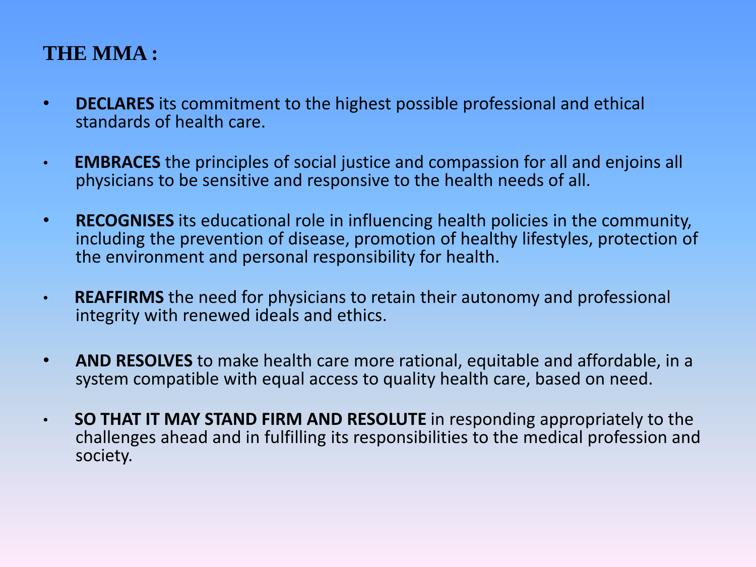## THE MMA :

- **DECLARES** its commitment to the highest possible professional and ethical standards of health care.
- **EMBRACES** the principles of social justice and compassion for all and enjoins all physicians to be sensitive and responsive to the health needs of all.
- **RECOGNISES** its educational role in influencing health policies in the community, including the prevention of disease, promotion of healthy lifestyles, protection of the environment and personal responsibility for health.
- **REAFFIRMS** the need for physicians to retain their autonomy and professional integrity with renewed ideals and ethics.
- **AND RESOLVES** to make health care more rational, equitable and affordable, in a system compatible with equal access to quality health care, based on need.
- **SO THAT IT MAY STAND FIRM AND RESOLUTE** in responding appropriately to the challenges ahead and in fulfilling its responsibilities to the medical profession and society.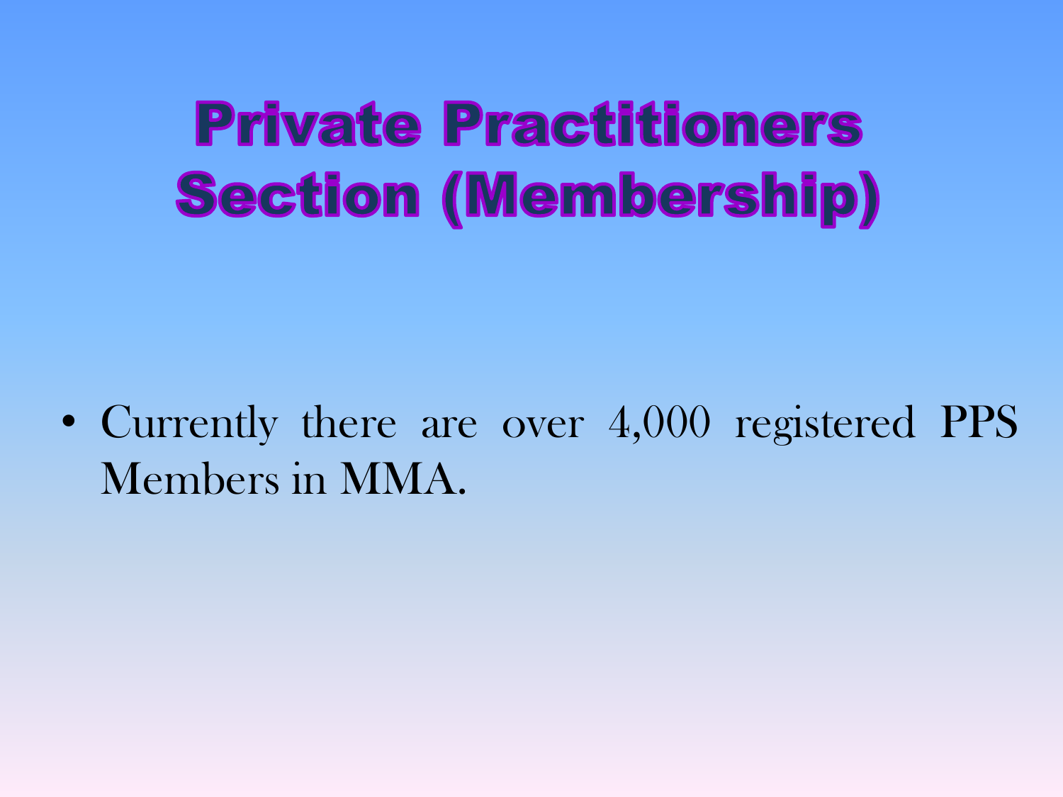# Private Practitioners Section (Membership)

- Currently there are over 4,000 registered PPS Members in MMA.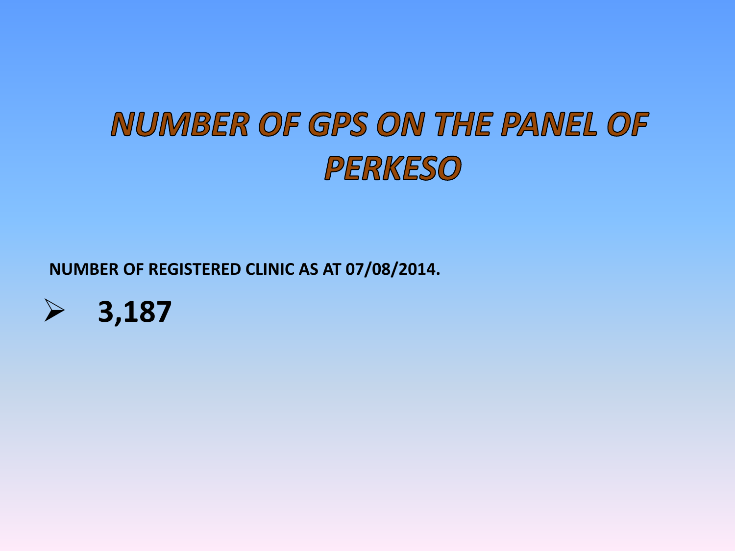# *NUMBER OF GPS ON THE PANEL OF PERKESO*

**NUMBER OF REGISTERED CLINIC AS AT 07/08/2014.**

- **3,187**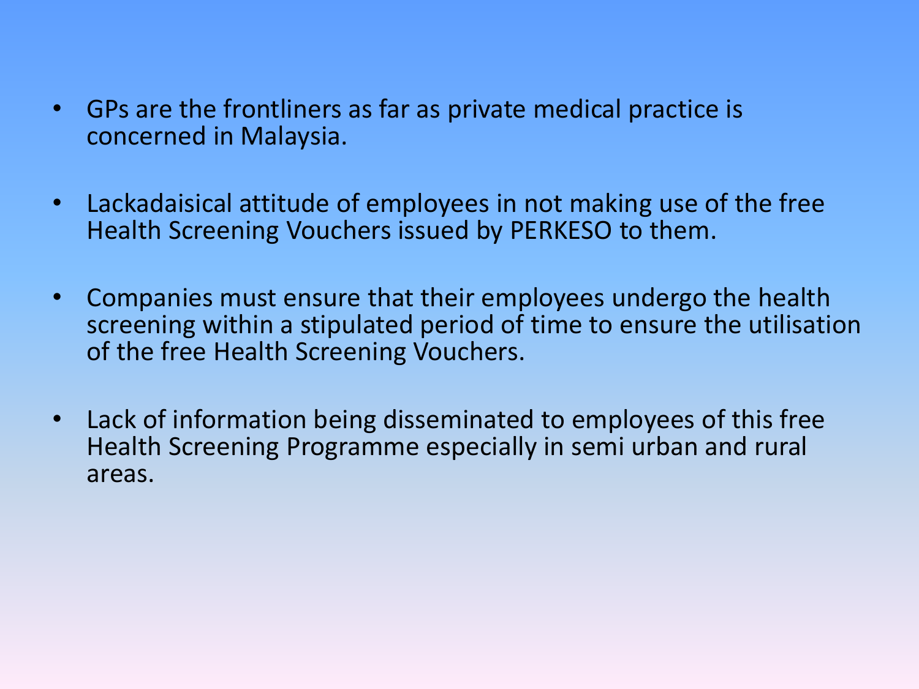- GPs are the frontliners as far as private medical practice is concerned in Malaysia.

- Lackadaisical attitude of employees in not making use of the free Health Screening Vouchers issued by PERKESO to them.

- Companies must ensure that their employees undergo the health screening within a stipulated period of time to ensure the utilisation of the free Health Screening Vouchers.

- Lack of information being disseminated to employees of this free Health Screening Programme especially in semi urban and rural areas.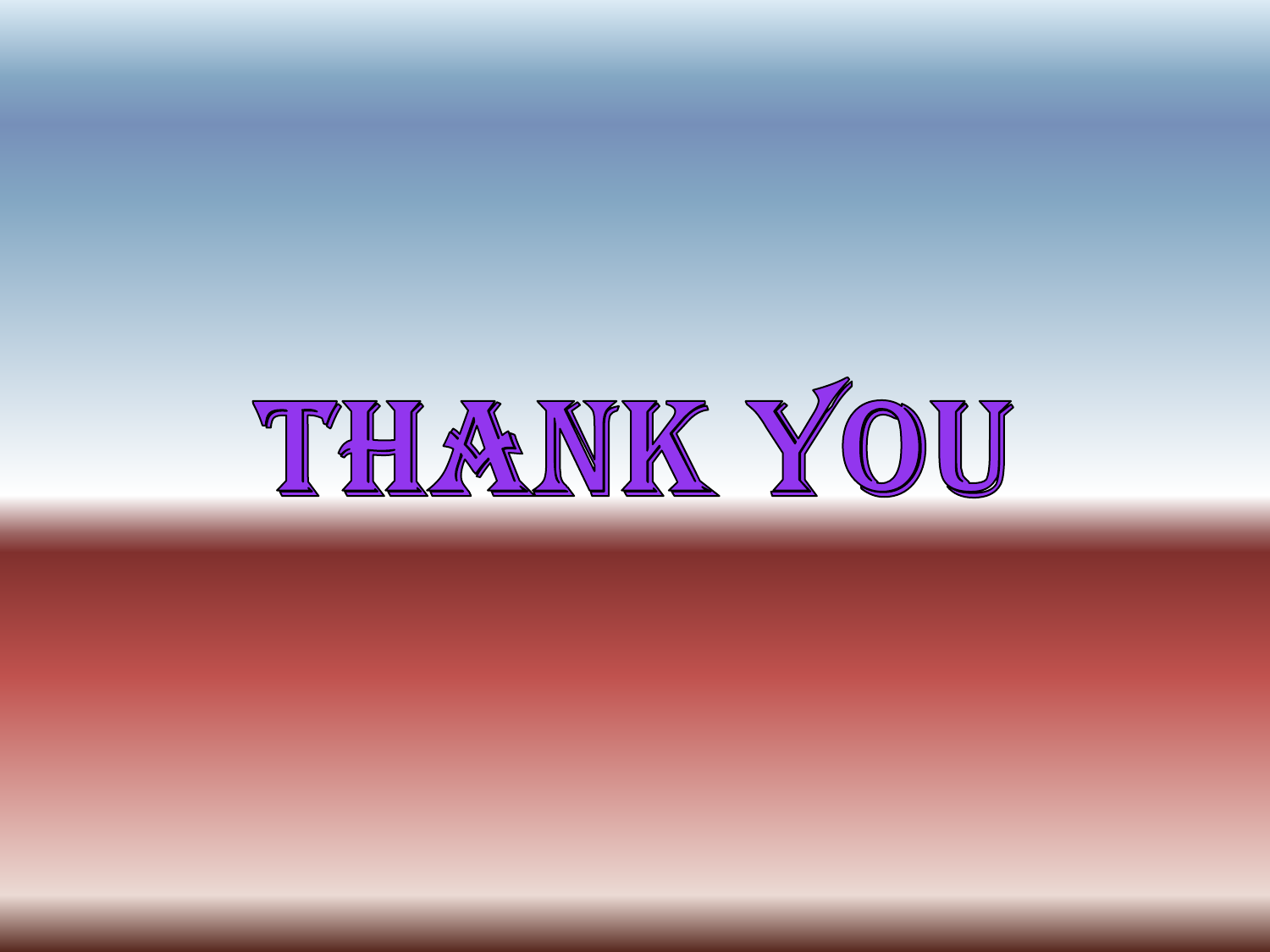# THANK YOU